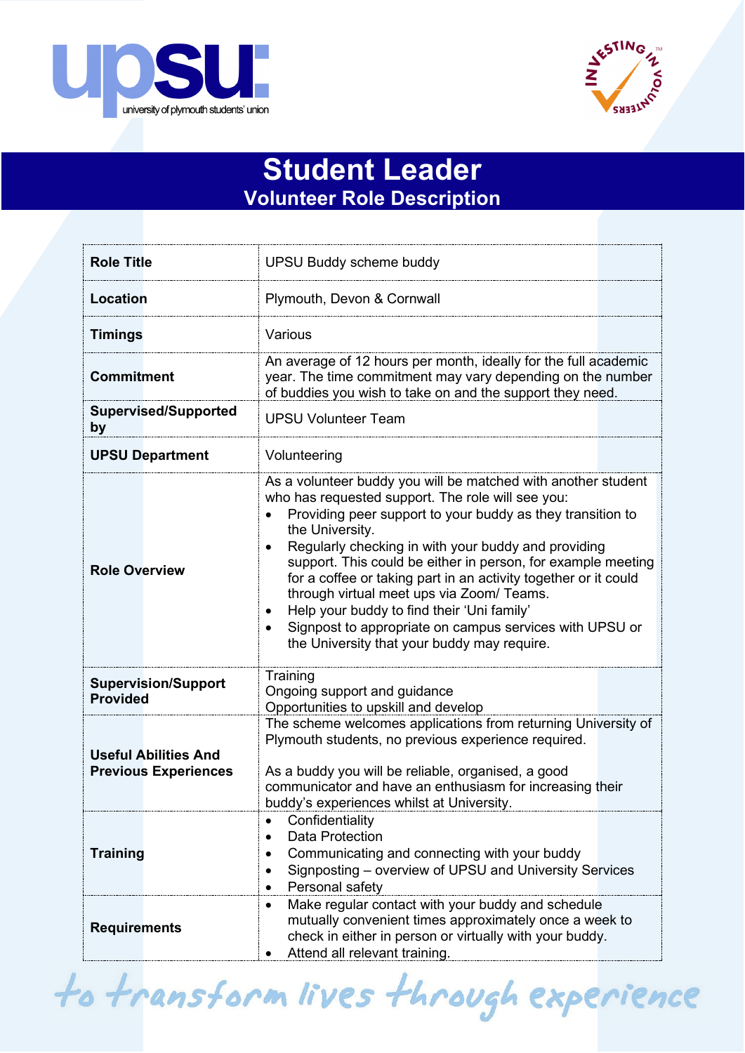# Student Leader

## Volunteer Role Description

| | |
|---|---|
| **Role Title** | UPSU Buddy scheme buddy |
| **Location** | Plymouth, Devon & Cornwall |
| **Timings** | Various |
| **Commitment** | An average of 12 hours per month, ideally for the full academic year. The time commitment may vary depending on the number of buddies you wish to take on and the support they need. |
| **Supervised/Supported by** | UPSU Volunteer Team |
| **UPSU Department** | Volunteering |
| **Role Overview** | As a volunteer buddy you will be matched with another student who has requested support. The role will see you:<br>• Providing peer support to your buddy as they transition to the University.<br>• Regularly checking in with your buddy and providing support. This could be either in person, for example meeting for a coffee or taking part in an activity together or it could through virtual meet ups via Zoom/ Teams.<br>• Help your buddy to find their 'Uni family'<br>• Signpost to appropriate on campus services with UPSU or the University that your buddy may require. |
| **Supervision/Support Provided** | Training<br>Ongoing support and guidance<br>Opportunities to upskill and develop |
| **Useful Abilities And Previous Experiences** | The scheme welcomes applications from returning University of Plymouth students, no previous experience required.<br><br>As a buddy you will be reliable, organised, a good communicator and have an enthusiasm for increasing their buddy's experiences whilst at University. |
| **Training** | • Confidentiality<br>• Data Protection<br>• Communicating and connecting with your buddy<br>• Signposting – overview of UPSU and University Services<br>• Personal safety |
| **Requirements** | • Make regular contact with your buddy and schedule mutually convenient times approximately once a week to check in either in person or virtually with your buddy.<br>• Attend all relevant training. |

*to transform lives through experience*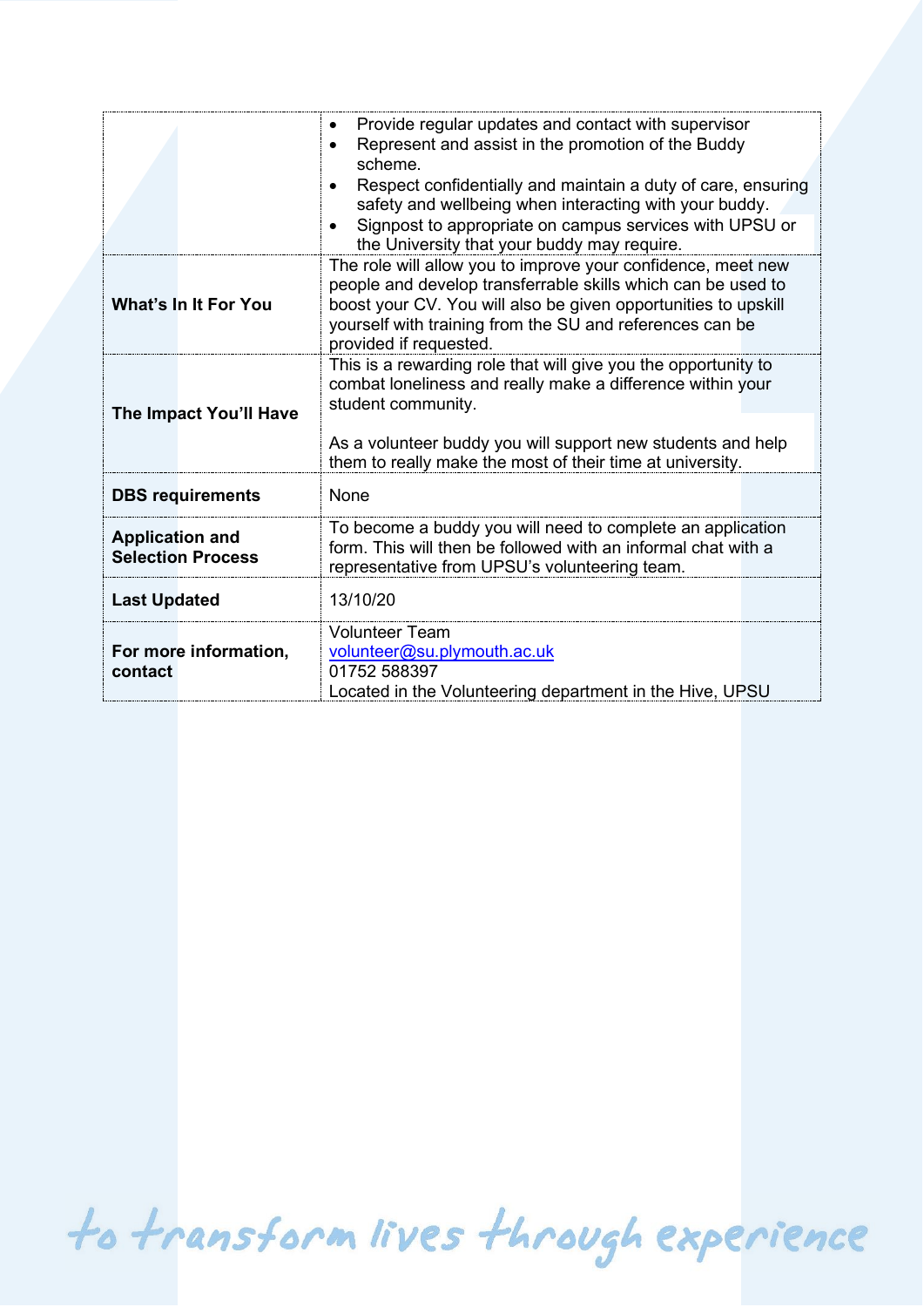| | |
|---|---|
| | • Provide regular updates and contact with supervisor<br>• Represent and assist in the promotion of the Buddy scheme.<br>• Respect confidentially and maintain a duty of care, ensuring safety and wellbeing when interacting with your buddy.<br>• Signpost to appropriate on campus services with UPSU or the University that your buddy may require. |
| **What's In It For You** | The role will allow you to improve your confidence, meet new people and develop transferrable skills which can be used to boost your CV. You will also be given opportunities to upskill yourself with training from the SU and references can be provided if requested. |
| **The Impact You'll Have** | This is a rewarding role that will give you the opportunity to combat loneliness and really make a difference within your student community.<br><br>As a volunteer buddy you will support new students and help them to really make the most of their time at university. |
| **DBS requirements** | None |
| **Application and Selection Process** | To become a buddy you will need to complete an application form. This will then be followed with an informal chat with a representative from UPSU's volunteering team. |
| **Last Updated** | 13/10/20 |
| **For more information, contact** | Volunteer Team<br>volunteer@su.plymouth.ac.uk<br>01752 588397<br>Located in the Volunteering department in the Hive, UPSU |

*to transform lives through experience*